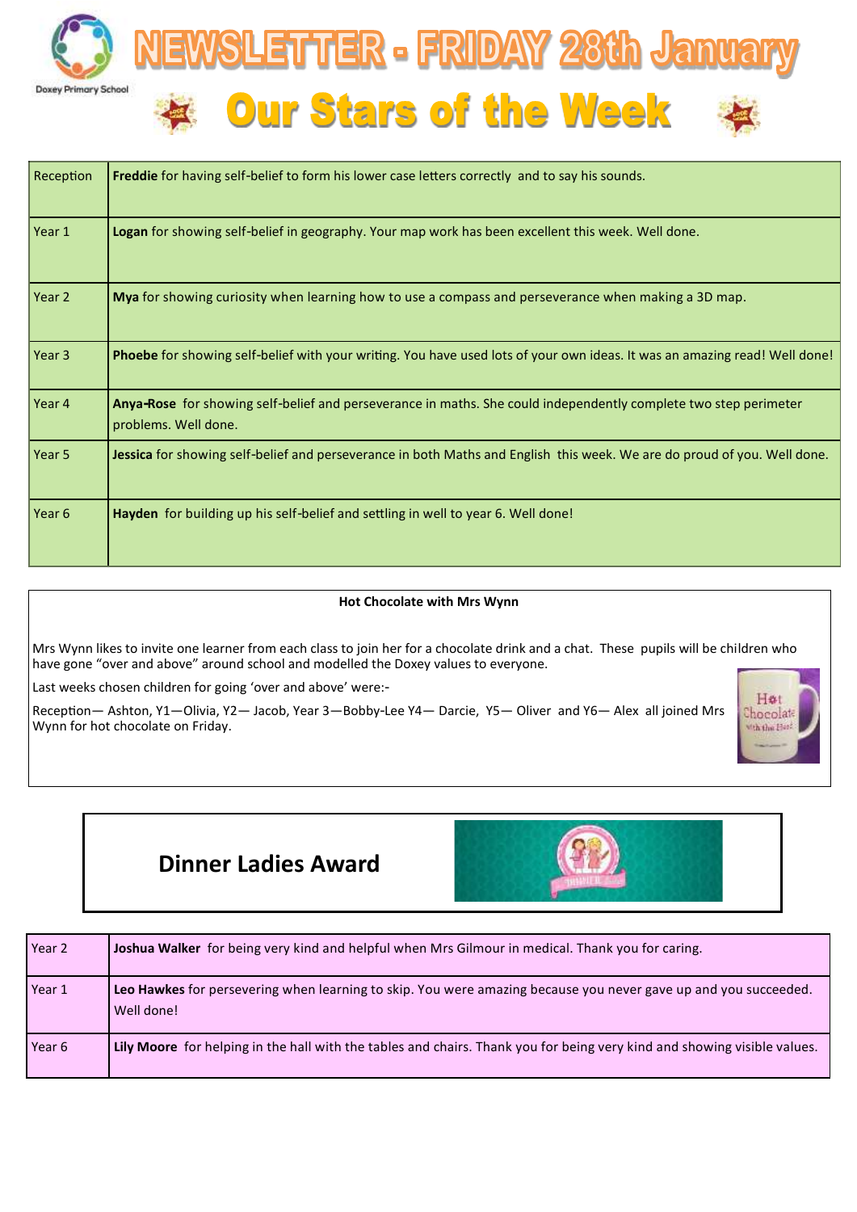Doxey Primary School

# NEWSLETTER - FRIDAY 28th January

## Our Stars of the Week

| | |
|---|---|
| Reception | **Freddie** for having self-belief to form his lower case letters correctly and to say his sounds. |
| Year 1 | **Logan** for showing self-belief in geography. Your map work has been excellent this week. Well done. |
| Year 2 | **Mya** for showing curiosity when learning how to use a compass and perseverance when making a 3D map. |
| Year 3 | **Phoebe** for showing self-belief with your writing. You have used lots of your own ideas. It was an amazing read! Well done! |
| Year 4 | **Anya-Rose** for showing self-belief and perseverance in maths. She could independently complete two step perimeter problems. Well done. |
| Year 5 | **Jessica** for showing self-belief and perseverance in both Maths and English this week. We are do proud of you. Well done. |
| Year 6 | **Hayden** for building up his self-belief and settling in well to year 6. Well done! |

**Hot Chocolate with Mrs Wynn**

Mrs Wynn likes to invite one learner from each class to join her for a chocolate drink and a chat. These pupils will be children who have gone "over and above" around school and modelled the Doxey values to everyone.

Last weeks chosen children for going 'over and above' were:-

Reception— Ashton, Y1—Olivia, Y2— Jacob, Year 3—Bobby-Lee Y4— Darcie, Y5— Oliver and Y6— Alex all joined Mrs Wynn for hot chocolate on Friday.

## Dinner Ladies Award

| | |
|---|---|
| Year 2 | **Joshua Walker** for being very kind and helpful when Mrs Gilmour in medical. Thank you for caring. |
| Year 1 | **Leo Hawkes** for persevering when learning to skip. You were amazing because you never gave up and you succeeded. Well done! |
| Year 6 | **Lily Moore** for helping in the hall with the tables and chairs. Thank you for being very kind and showing visible values. |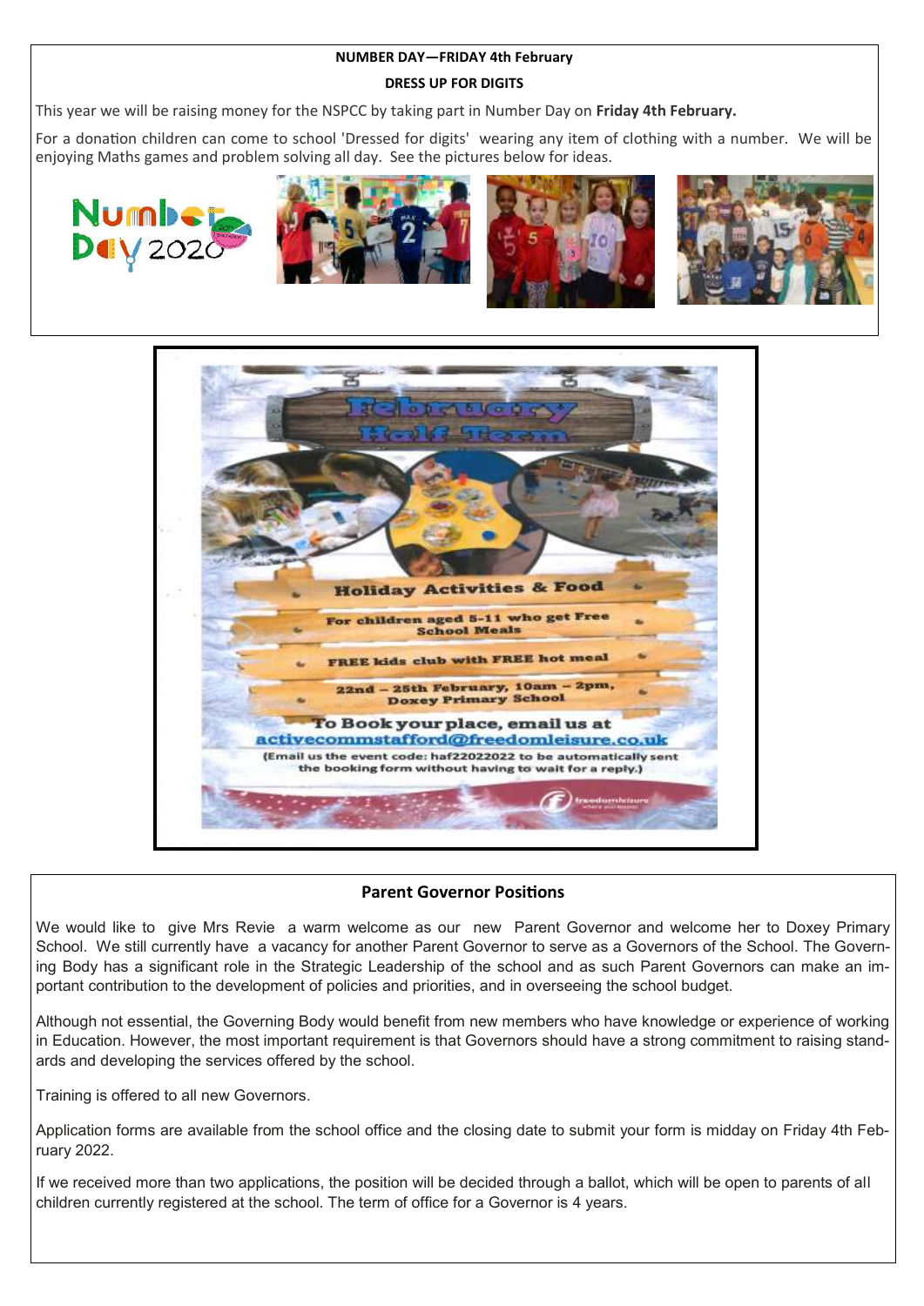**NUMBER DAY—FRIDAY 4th February**

**DRESS UP FOR DIGITS**

This year we will be raising money for the NSPCC by taking part in Number Day on **Friday 4th February.**

For a donation children can come to school 'Dressed for digits' wearing any item of clothing with a number. We will be enjoying Maths games and problem solving all day. See the pictures below for ideas.

**February Half Term**

**Holiday Activities & Food**

**For children aged 5-11 who get Free School Meals**

**FREE kids club with FREE hot meal**

**22nd – 25th February, 10am – 2pm, Doxey Primary School**

**To Book your place, email us at activecommstafford@freedomleisure.co.uk**

(Email us the event code: haf22022022 to be automatically sent the booking form without having to wait for a reply.)

## Parent Governor Positions

We would like to give Mrs Revie a warm welcome as our new Parent Governor and welcome her to Doxey Primary School. We still currently have a vacancy for another Parent Governor to serve as a Governors of the School. The Governing Body has a significant role in the Strategic Leadership of the school and as such Parent Governors can make an important contribution to the development of policies and priorities, and in overseeing the school budget.

Although not essential, the Governing Body would benefit from new members who have knowledge or experience of working in Education. However, the most important requirement is that Governors should have a strong commitment to raising standards and developing the services offered by the school.

Training is offered to all new Governors.

Application forms are available from the school office and the closing date to submit your form is midday on Friday 4th February 2022.

If we received more than two applications, the position will be decided through a ballot, which will be open to parents of all children currently registered at the school. The term of office for a Governor is 4 years.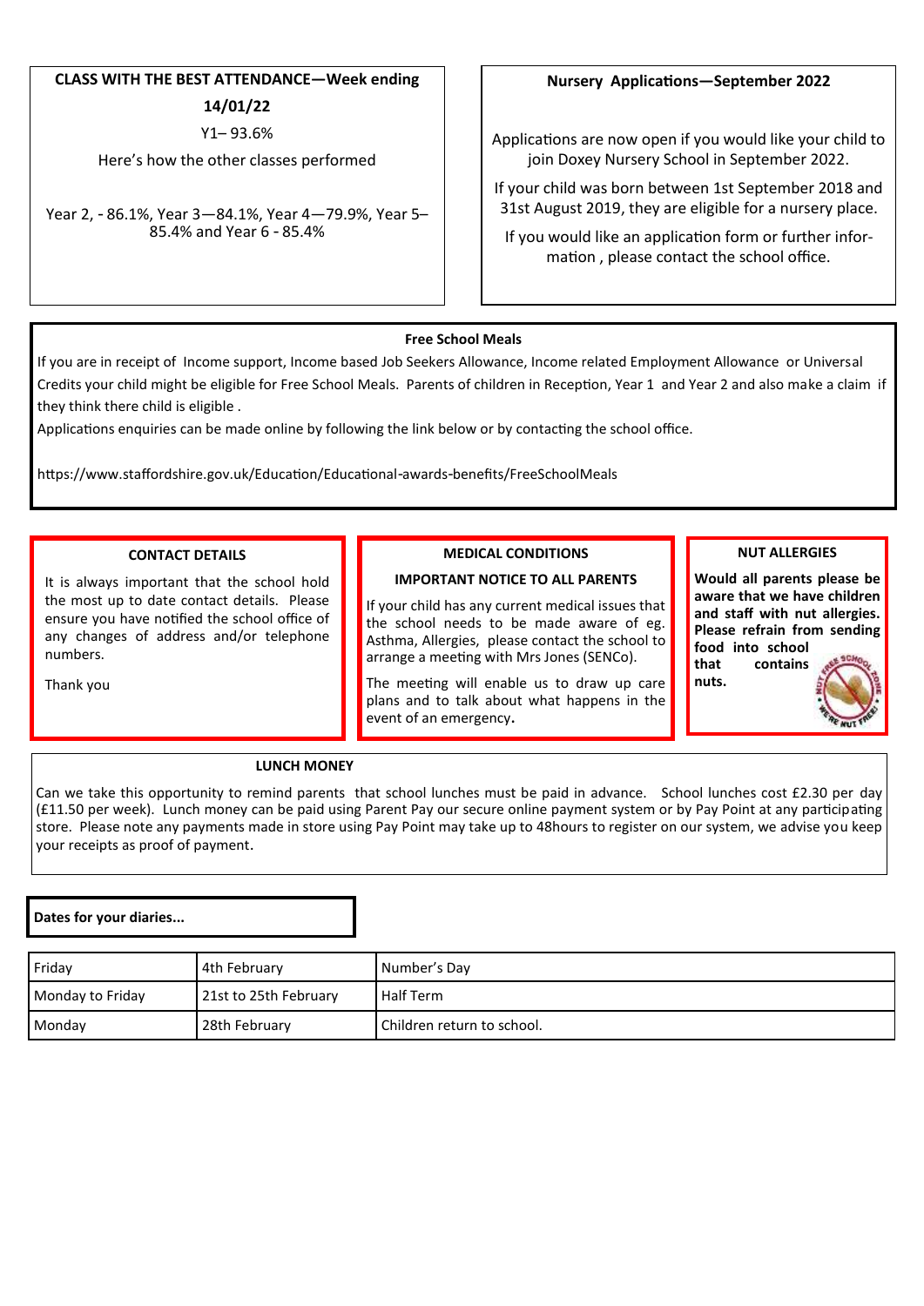## CLASS WITH THE BEST ATTENDANCE—Week ending 14/01/22

Y1– 93.6%

Here's how the other classes performed

Year 2, - 86.1%, Year 3—84.1%, Year 4—79.9%, Year 5–85.4% and Year 6 - 85.4%

## Nursery Applications—September 2022

Applications are now open if you would like your child to join Doxey Nursery School in September 2022.

If your child was born between 1st September 2018 and 31st August 2019, they are eligible for a nursery place.

If you would like an application form or further information , please contact the school office.

## Free School Meals

If you are in receipt of Income support, Income based Job Seekers Allowance, Income related Employment Allowance or Universal Credits your child might be eligible for Free School Meals. Parents of children in Reception, Year 1 and Year 2 and also make a claim if they think there child is eligible .

Applications enquiries can be made online by following the link below or by contacting the school office.

https://www.staffordshire.gov.uk/Education/Educational-awards-benefits/FreeSchoolMeals

## CONTACT DETAILS

It is always important that the school hold the most up to date contact details. Please ensure you have notified the school office of any changes of address and/or telephone numbers.

Thank you

## MEDICAL CONDITIONS

### IMPORTANT NOTICE TO ALL PARENTS

If your child has any current medical issues that the school needs to be made aware of eg. Asthma, Allergies, please contact the school to arrange a meeting with Mrs Jones (SENCo).

The meeting will enable us to draw up care plans and to talk about what happens in the event of an emergency**.**

## NUT ALLERGIES

**Would all parents please be aware that we have children and staff with nut allergies. Please refrain from sending food into school that contains nuts.**

## LUNCH MONEY

Can we take this opportunity to remind parents that school lunches must be paid in advance. School lunches cost £2.30 per day (£11.50 per week). Lunch money can be paid using Parent Pay our secure online payment system or by Pay Point at any participating store. Please note any payments made in store using Pay Point may take up to 48hours to register on our system, we advise you keep your receipts as proof of payment.

**Dates for your diaries...**

| | | |
|---|---|---|
| Friday | 4th February | Number's Day |
| Monday to Friday | 21st to 25th February | Half Term |
| Monday | 28th February | Children return to school. |